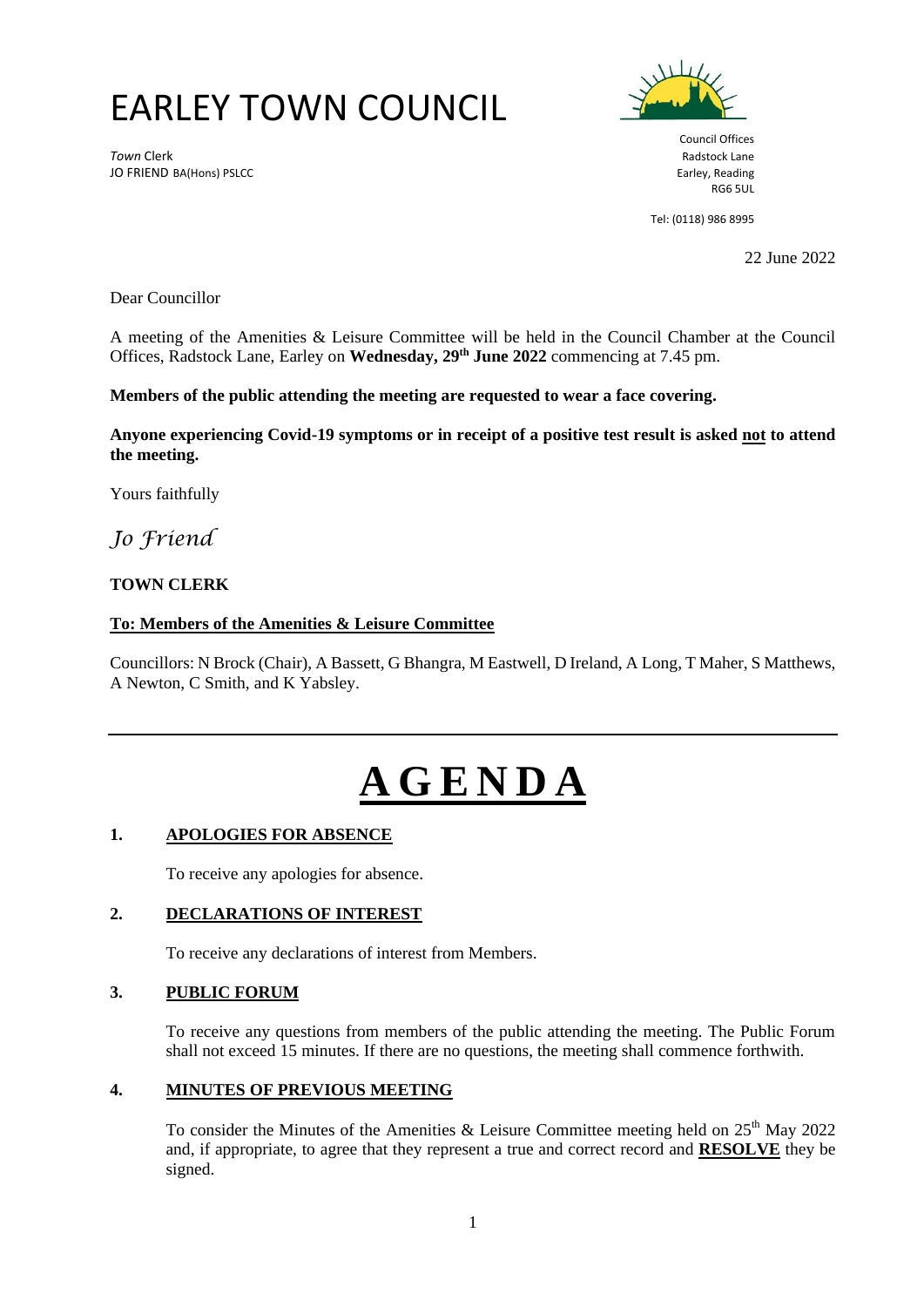# EARLEY TOWN COUNCIL

*Town* Clerk
JO FRIEND BA(Hons) PSLCC

Council Offices
Radstock Lane
Earley, Reading
RG6 5UL

Tel: (0118) 986 8995

22 June 2022

Dear Councillor

A meeting of the Amenities & Leisure Committee will be held in the Council Chamber at the Council Offices, Radstock Lane, Earley on **Wednesday, 29th June 2022** commencing at 7.45 pm.

**Members of the public attending the meeting are requested to wear a face covering.**

**Anyone experiencing Covid-19 symptoms or in receipt of a positive test result is asked not to attend the meeting.**

Yours faithfully

*Jo Friend*

**TOWN CLERK**

**To: Members of the Amenities & Leisure Committee**

Councillors: N Brock (Chair), A Bassett, G Bhangra, M Eastwell, D Ireland, A Long, T Maher, S Matthews, A Newton, C Smith, and K Yabsley.

---

# AGENDA

**1. APOLOGIES FOR ABSENCE**

To receive any apologies for absence.

**2. DECLARATIONS OF INTEREST**

To receive any declarations of interest from Members.

**3. PUBLIC FORUM**

To receive any questions from members of the public attending the meeting. The Public Forum shall not exceed 15 minutes. If there are no questions, the meeting shall commence forthwith.

**4. MINUTES OF PREVIOUS MEETING**

To consider the Minutes of the Amenities & Leisure Committee meeting held on 25th May 2022 and, if appropriate, to agree that they represent a true and correct record and **RESOLVE** they be signed.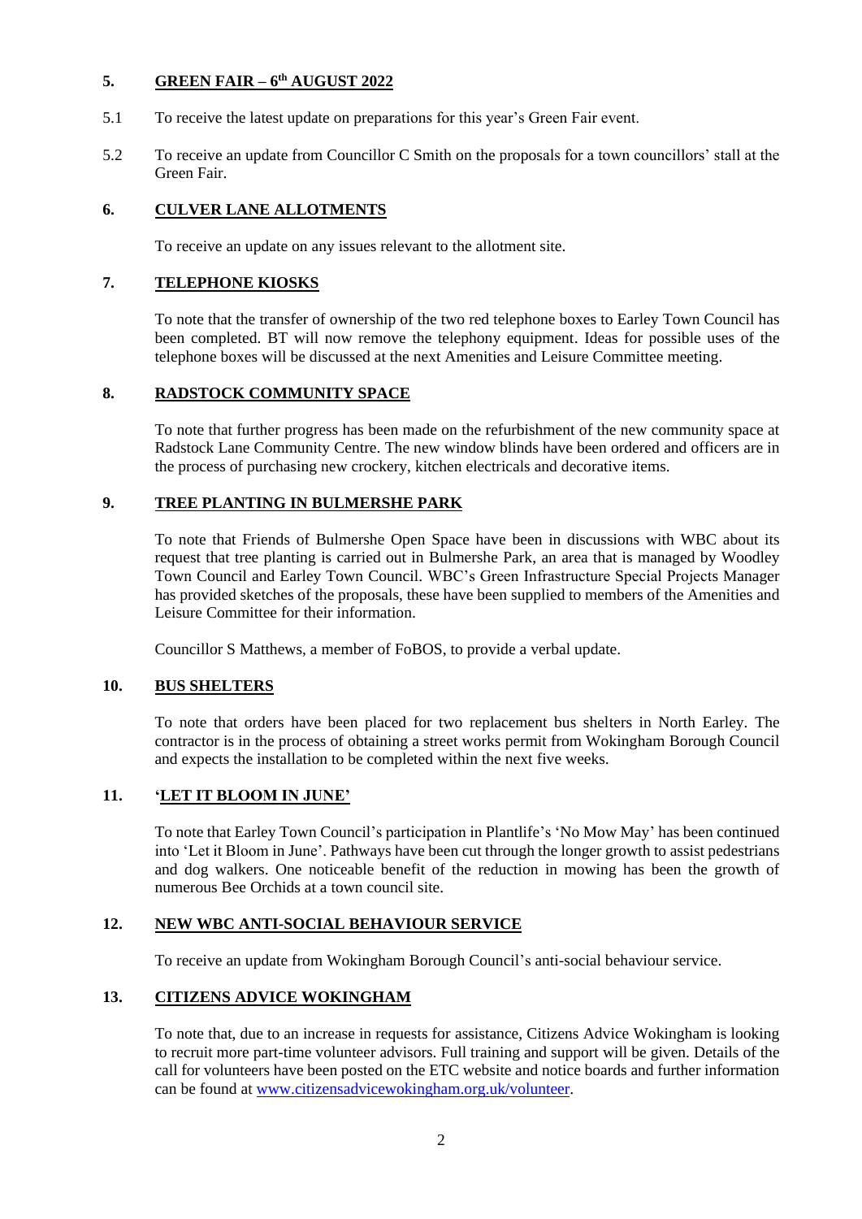## 5. GREEN FAIR – 6th AUGUST 2022

5.1 To receive the latest update on preparations for this year's Green Fair event.

5.2 To receive an update from Councillor C Smith on the proposals for a town councillors' stall at the Green Fair.

## 6. CULVER LANE ALLOTMENTS

To receive an update on any issues relevant to the allotment site.

## 7. TELEPHONE KIOSKS

To note that the transfer of ownership of the two red telephone boxes to Earley Town Council has been completed. BT will now remove the telephony equipment. Ideas for possible uses of the telephone boxes will be discussed at the next Amenities and Leisure Committee meeting.

## 8. RADSTOCK COMMUNITY SPACE

To note that further progress has been made on the refurbishment of the new community space at Radstock Lane Community Centre. The new window blinds have been ordered and officers are in the process of purchasing new crockery, kitchen electricals and decorative items.

## 9. TREE PLANTING IN BULMERSHE PARK

To note that Friends of Bulmershe Open Space have been in discussions with WBC about its request that tree planting is carried out in Bulmershe Park, an area that is managed by Woodley Town Council and Earley Town Council. WBC's Green Infrastructure Special Projects Manager has provided sketches of the proposals, these have been supplied to members of the Amenities and Leisure Committee for their information.

Councillor S Matthews, a member of FoBOS, to provide a verbal update.

## 10. BUS SHELTERS

To note that orders have been placed for two replacement bus shelters in North Earley. The contractor is in the process of obtaining a street works permit from Wokingham Borough Council and expects the installation to be completed within the next five weeks.

## 11. 'LET IT BLOOM IN JUNE'

To note that Earley Town Council's participation in Plantlife's 'No Mow May' has been continued into 'Let it Bloom in June'. Pathways have been cut through the longer growth to assist pedestrians and dog walkers. One noticeable benefit of the reduction in mowing has been the growth of numerous Bee Orchids at a town council site.

## 12. NEW WBC ANTI-SOCIAL BEHAVIOUR SERVICE

To receive an update from Wokingham Borough Council's anti-social behaviour service.

## 13. CITIZENS ADVICE WOKINGHAM

To note that, due to an increase in requests for assistance, Citizens Advice Wokingham is looking to recruit more part-time volunteer advisors. Full training and support will be given. Details of the call for volunteers have been posted on the ETC website and notice boards and further information can be found at www.citizensadvicewokingham.org.uk/volunteer.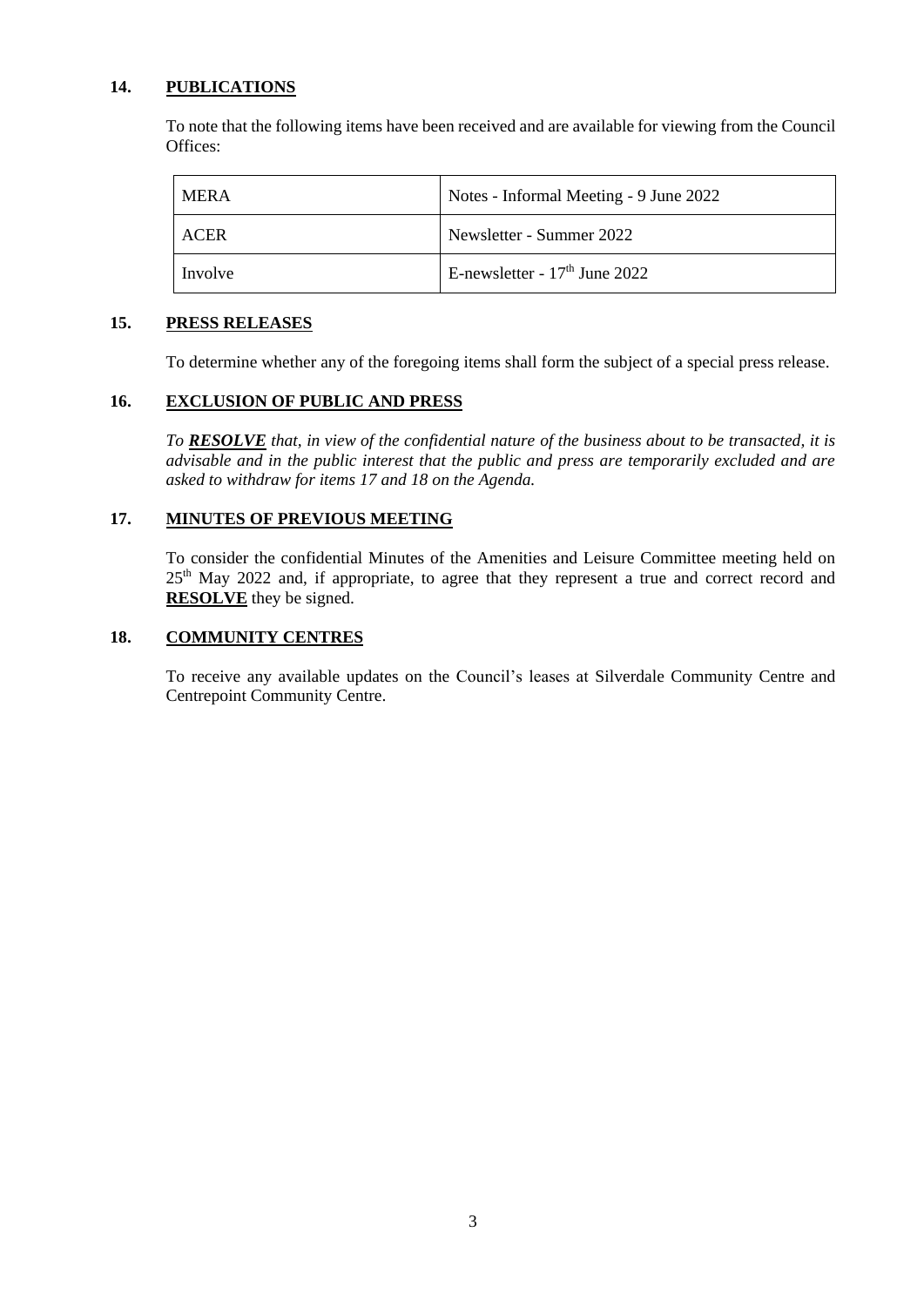## 14. PUBLICATIONS

To note that the following items have been received and are available for viewing from the Council Offices:

| | |
|---|---|
| MERA | Notes - Informal Meeting - 9 June 2022 |
| ACER | Newsletter - Summer 2022 |
| Involve | E-newsletter - 17th June 2022 |

## 15. PRESS RELEASES

To determine whether any of the foregoing items shall form the subject of a special press release.

## 16. EXCLUSION OF PUBLIC AND PRESS

*To **RESOLVE** that, in view of the confidential nature of the business about to be transacted, it is advisable and in the public interest that the public and press are temporarily excluded and are asked to withdraw for items 17 and 18 on the Agenda.*

## 17. MINUTES OF PREVIOUS MEETING

To consider the confidential Minutes of the Amenities and Leisure Committee meeting held on 25th May 2022 and, if appropriate, to agree that they represent a true and correct record and **RESOLVE** they be signed.

## 18. COMMUNITY CENTRES

To receive any available updates on the Council's leases at Silverdale Community Centre and Centrepoint Community Centre.